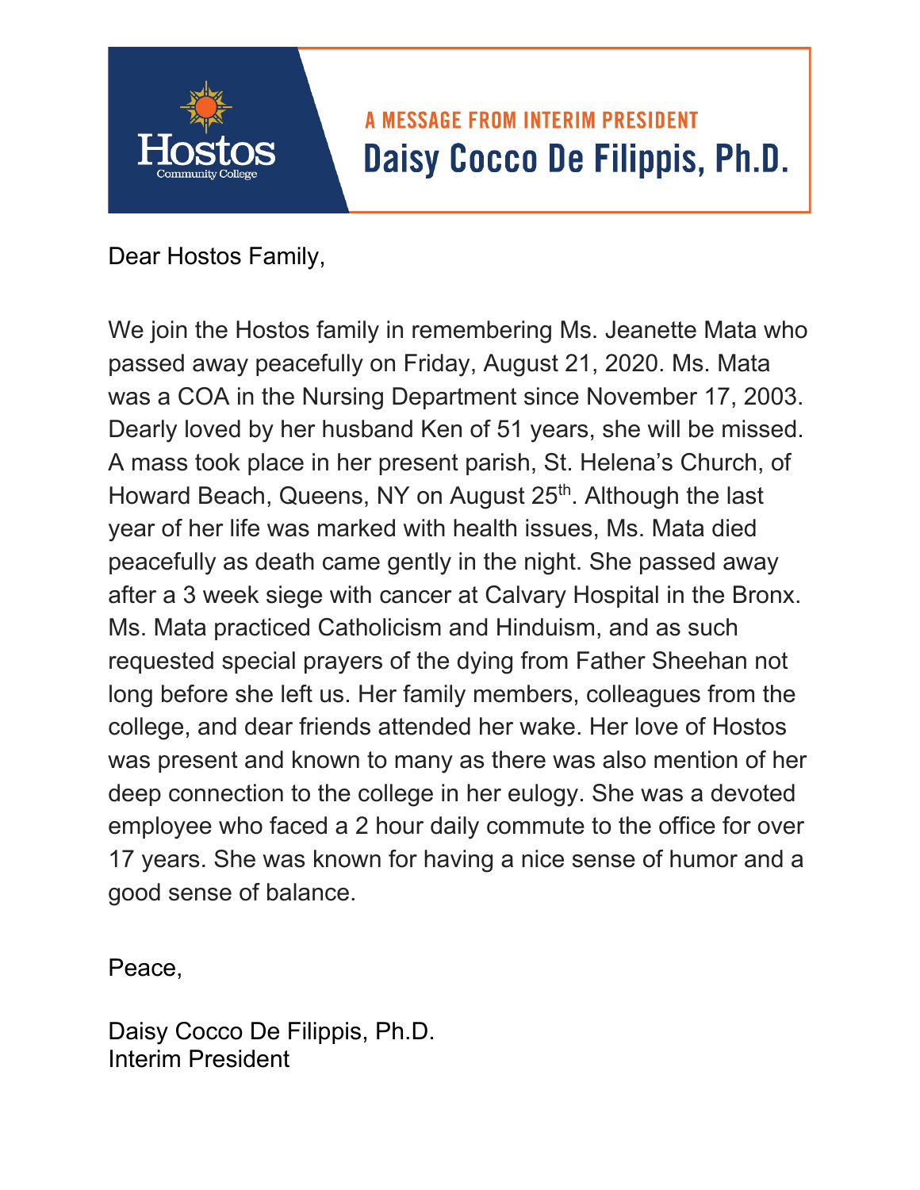Hostos
Community College

## A MESSAGE FROM INTERIM PRESIDENT

# Daisy Cocco De Filippis, Ph.D.

Dear Hostos Family,

We join the Hostos family in remembering Ms. Jeanette Mata who passed away peacefully on Friday, August 21, 2020. Ms. Mata was a COA in the Nursing Department since November 17, 2003. Dearly loved by her husband Ken of 51 years, she will be missed. A mass took place in her present parish, St. Helena's Church, of Howard Beach, Queens, NY on August 25th. Although the last year of her life was marked with health issues, Ms. Mata died peacefully as death came gently in the night. She passed away after a 3 week siege with cancer at Calvary Hospital in the Bronx. Ms. Mata practiced Catholicism and Hinduism, and as such requested special prayers of the dying from Father Sheehan not long before she left us. Her family members, colleagues from the college, and dear friends attended her wake. Her love of Hostos was present and known to many as there was also mention of her deep connection to the college in her eulogy. She was a devoted employee who faced a 2 hour daily commute to the office for over 17 years. She was known for having a nice sense of humor and a good sense of balance.

Peace,

Daisy Cocco De Filippis, Ph.D.
Interim President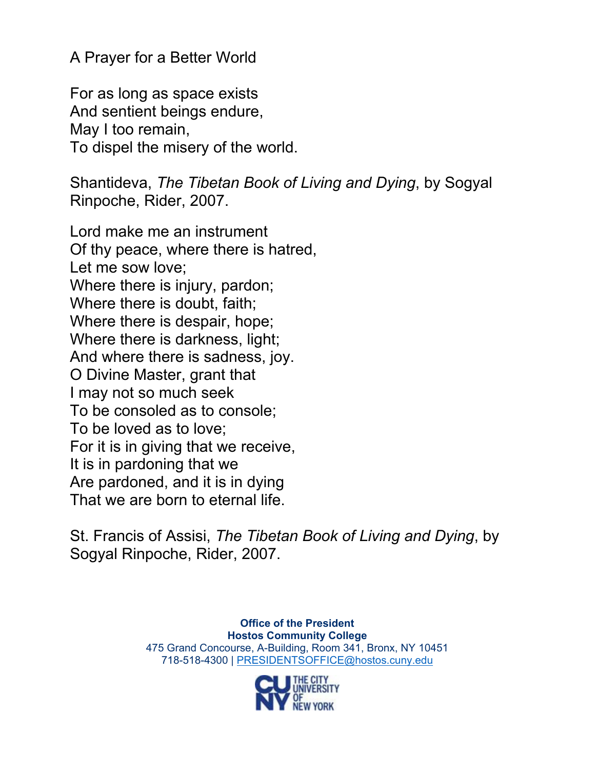A Prayer for a Better World

For as long as space exists
And sentient beings endure,
May I too remain,
To dispel the misery of the world.

Shantideva, *The Tibetan Book of Living and Dying*, by Sogyal Rinpoche, Rider, 2007.

Lord make me an instrument
Of thy peace, where there is hatred,
Let me sow love;
Where there is injury, pardon;
Where there is doubt, faith;
Where there is despair, hope;
Where there is darkness, light;
And where there is sadness, joy.
O Divine Master, grant that
I may not so much seek
To be consoled as to console;
To be loved as to love;
For it is in giving that we receive,
It is in pardoning that we
Are pardoned, and it is in dying
That we are born to eternal life.

St. Francis of Assisi, *The Tibetan Book of Living and Dying*, by Sogyal Rinpoche, Rider, 2007.

**Office of the President**
**Hostos Community College**
475 Grand Concourse, A-Building, Room 341, Bronx, NY 10451
718-518-4300 | PRESIDENTSOFFICE@hostos.cuny.edu

CUNY THE CITY UNIVERSITY OF NEW YORK